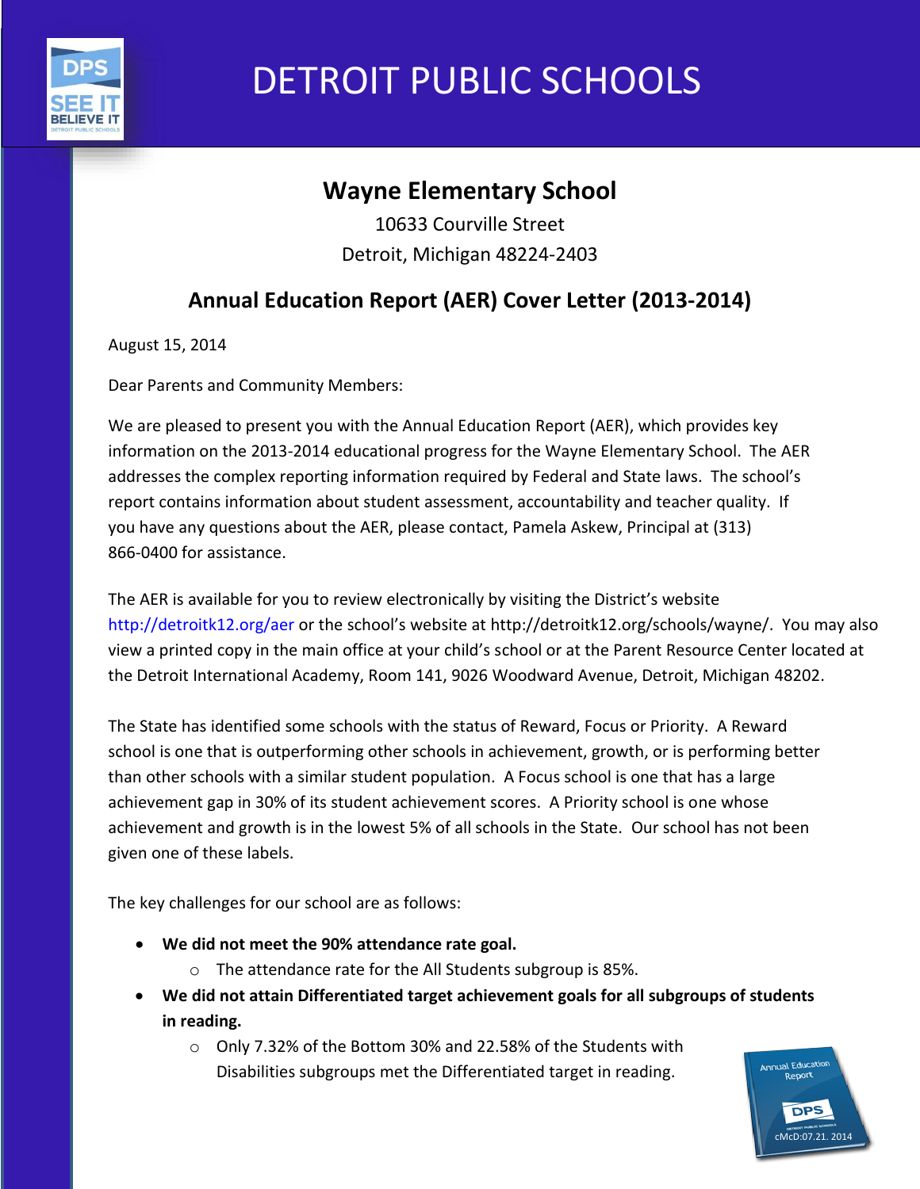# DETROIT PUBLIC SCHOOLS

## Wayne Elementary School

10633 Courville Street
Detroit, Michigan 48224-2403

## Annual Education Report (AER) Cover Letter (2013-2014)

August 15, 2014

Dear Parents and Community Members:

We are pleased to present you with the Annual Education Report (AER), which provides key information on the 2013-2014 educational progress for the Wayne Elementary School. The AER addresses the complex reporting information required by Federal and State laws. The school's report contains information about student assessment, accountability and teacher quality. If you have any questions about the AER, please contact, Pamela Askew, Principal at (313) 866-0400 for assistance.

The AER is available for you to review electronically by visiting the District's website http://detroitk12.org/aer or the school's website at http://detroitk12.org/schools/wayne/. You may also view a printed copy in the main office at your child's school or at the Parent Resource Center located at the Detroit International Academy, Room 141, 9026 Woodward Avenue, Detroit, Michigan 48202.

The State has identified some schools with the status of Reward, Focus or Priority. A Reward school is one that is outperforming other schools in achievement, growth, or is performing better than other schools with a similar student population. A Focus school is one that has a large achievement gap in 30% of its student achievement scores. A Priority school is one whose achievement and growth is in the lowest 5% of all schools in the State. Our school has not been given one of these labels.

The key challenges for our school are as follows:

- **We did not meet the 90% attendance rate goal.**
  - The attendance rate for the All Students subgroup is 85%.
- **We did not attain Differentiated target achievement goals for all subgroups of students in reading.**
  - Only 7.32% of the Bottom 30% and 22.58% of the Students with Disabilities subgroups met the Differentiated target in reading.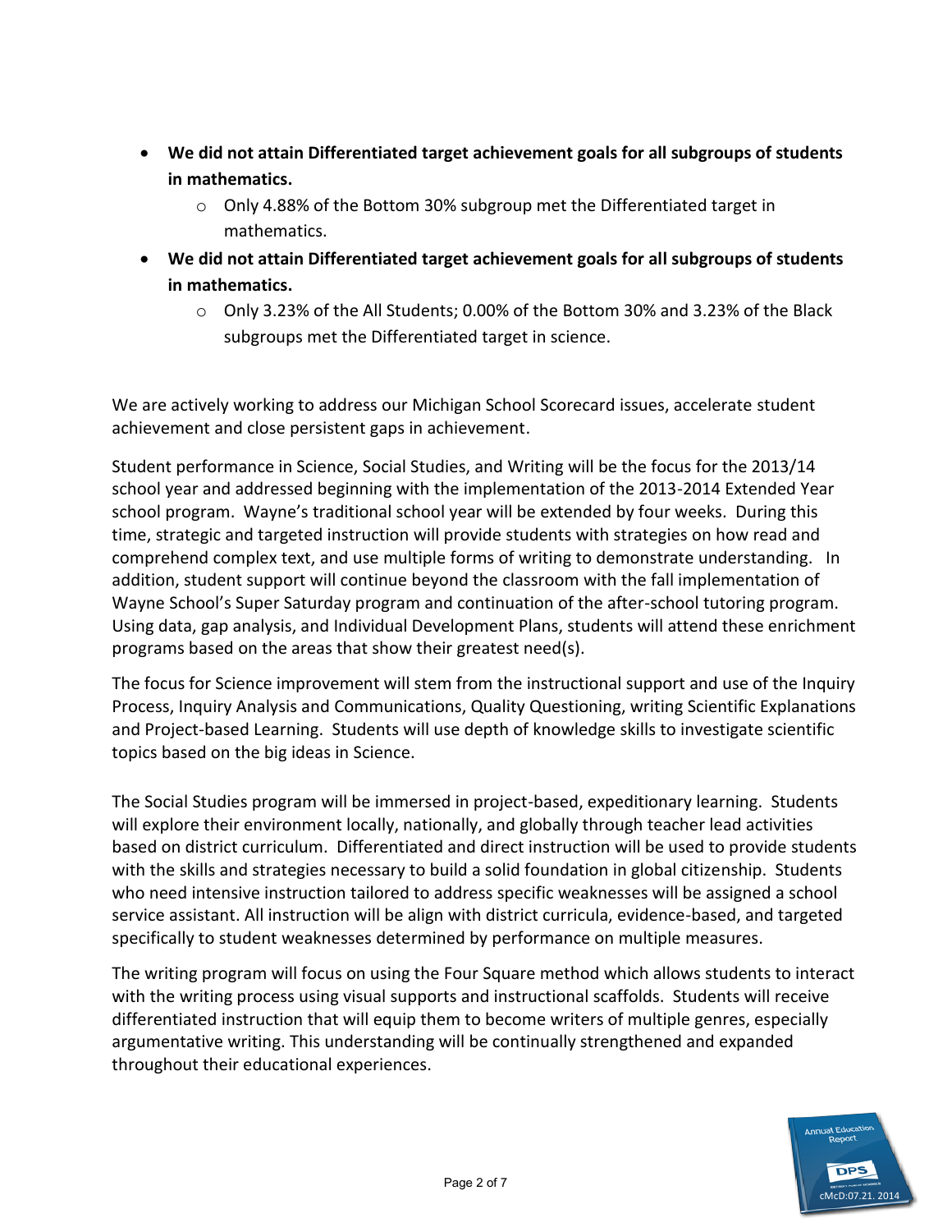- **We did not attain Differentiated target achievement goals for all subgroups of students in mathematics.**
    - Only 4.88% of the Bottom 30% subgroup met the Differentiated target in mathematics.
- **We did not attain Differentiated target achievement goals for all subgroups of students in mathematics.**
    - Only 3.23% of the All Students; 0.00% of the Bottom 30% and 3.23% of the Black subgroups met the Differentiated target in science.

We are actively working to address our Michigan School Scorecard issues, accelerate student achievement and close persistent gaps in achievement.

Student performance in Science, Social Studies, and Writing will be the focus for the 2013/14 school year and addressed beginning with the implementation of the 2013-2014 Extended Year school program. Wayne's traditional school year will be extended by four weeks. During this time, strategic and targeted instruction will provide students with strategies on how read and comprehend complex text, and use multiple forms of writing to demonstrate understanding. In addition, student support will continue beyond the classroom with the fall implementation of Wayne School's Super Saturday program and continuation of the after-school tutoring program. Using data, gap analysis, and Individual Development Plans, students will attend these enrichment programs based on the areas that show their greatest need(s).

The focus for Science improvement will stem from the instructional support and use of the Inquiry Process, Inquiry Analysis and Communications, Quality Questioning, writing Scientific Explanations and Project-based Learning. Students will use depth of knowledge skills to investigate scientific topics based on the big ideas in Science.

The Social Studies program will be immersed in project-based, expeditionary learning. Students will explore their environment locally, nationally, and globally through teacher lead activities based on district curriculum. Differentiated and direct instruction will be used to provide students with the skills and strategies necessary to build a solid foundation in global citizenship. Students who need intensive instruction tailored to address specific weaknesses will be assigned a school service assistant. All instruction will be align with district curricula, evidence-based, and targeted specifically to student weaknesses determined by performance on multiple measures.

The writing program will focus on using the Four Square method which allows students to interact with the writing process using visual supports and instructional scaffolds. Students will receive differentiated instruction that will equip them to become writers of multiple genres, especially argumentative writing. This understanding will be continually strengthened and expanded throughout their educational experiences.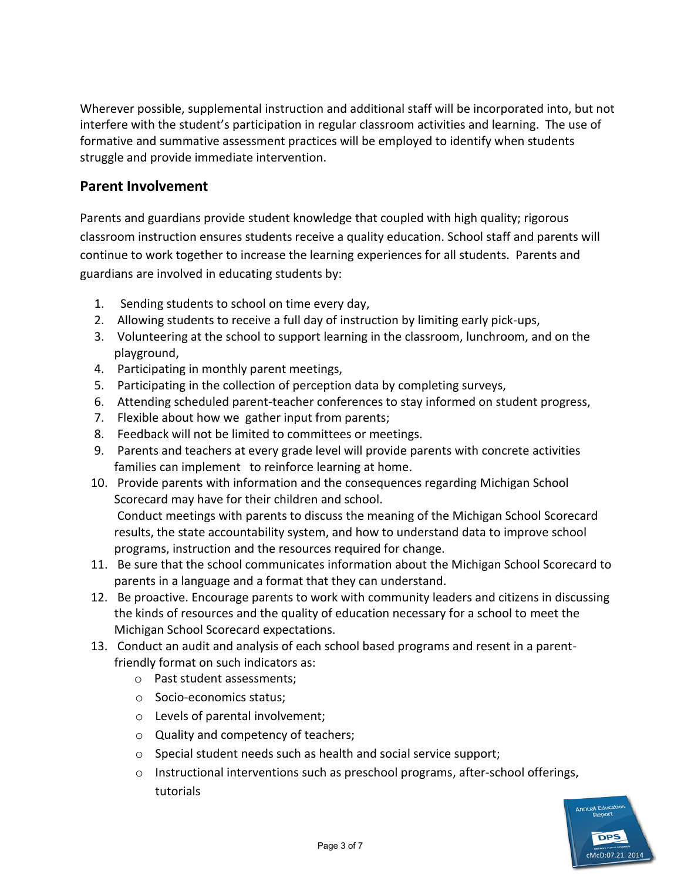Wherever possible, supplemental instruction and additional staff will be incorporated into, but not interfere with the student's participation in regular classroom activities and learning. The use of formative and summative assessment practices will be employed to identify when students struggle and provide immediate intervention.

## Parent Involvement

Parents and guardians provide student knowledge that coupled with high quality; rigorous classroom instruction ensures students receive a quality education. School staff and parents will continue to work together to increase the learning experiences for all students. Parents and guardians are involved in educating students by:

1. Sending students to school on time every day,
2. Allowing students to receive a full day of instruction by limiting early pick-ups,
3. Volunteering at the school to support learning in the classroom, lunchroom, and on the playground,
4. Participating in monthly parent meetings,
5. Participating in the collection of perception data by completing surveys,
6. Attending scheduled parent-teacher conferences to stay informed on student progress,
7. Flexible about how we gather input from parents;
8. Feedback will not be limited to committees or meetings.
9. Parents and teachers at every grade level will provide parents with concrete activities families can implement to reinforce learning at home.
10. Provide parents with information and the consequences regarding Michigan School Scorecard may have for their children and school.
    Conduct meetings with parents to discuss the meaning of the Michigan School Scorecard results, the state accountability system, and how to understand data to improve school programs, instruction and the resources required for change.
11. Be sure that the school communicates information about the Michigan School Scorecard to parents in a language and a format that they can understand.
12. Be proactive. Encourage parents to work with community leaders and citizens in discussing the kinds of resources and the quality of education necessary for a school to meet the Michigan School Scorecard expectations.
13. Conduct an audit and analysis of each school based programs and resent in a parent-friendly format on such indicators as:
    - Past student assessments;
    - Socio-economics status;
    - Levels of parental involvement;
    - Quality and competency of teachers;
    - Special student needs such as health and social service support;
    - Instructional interventions such as preschool programs, after-school offerings, tutorials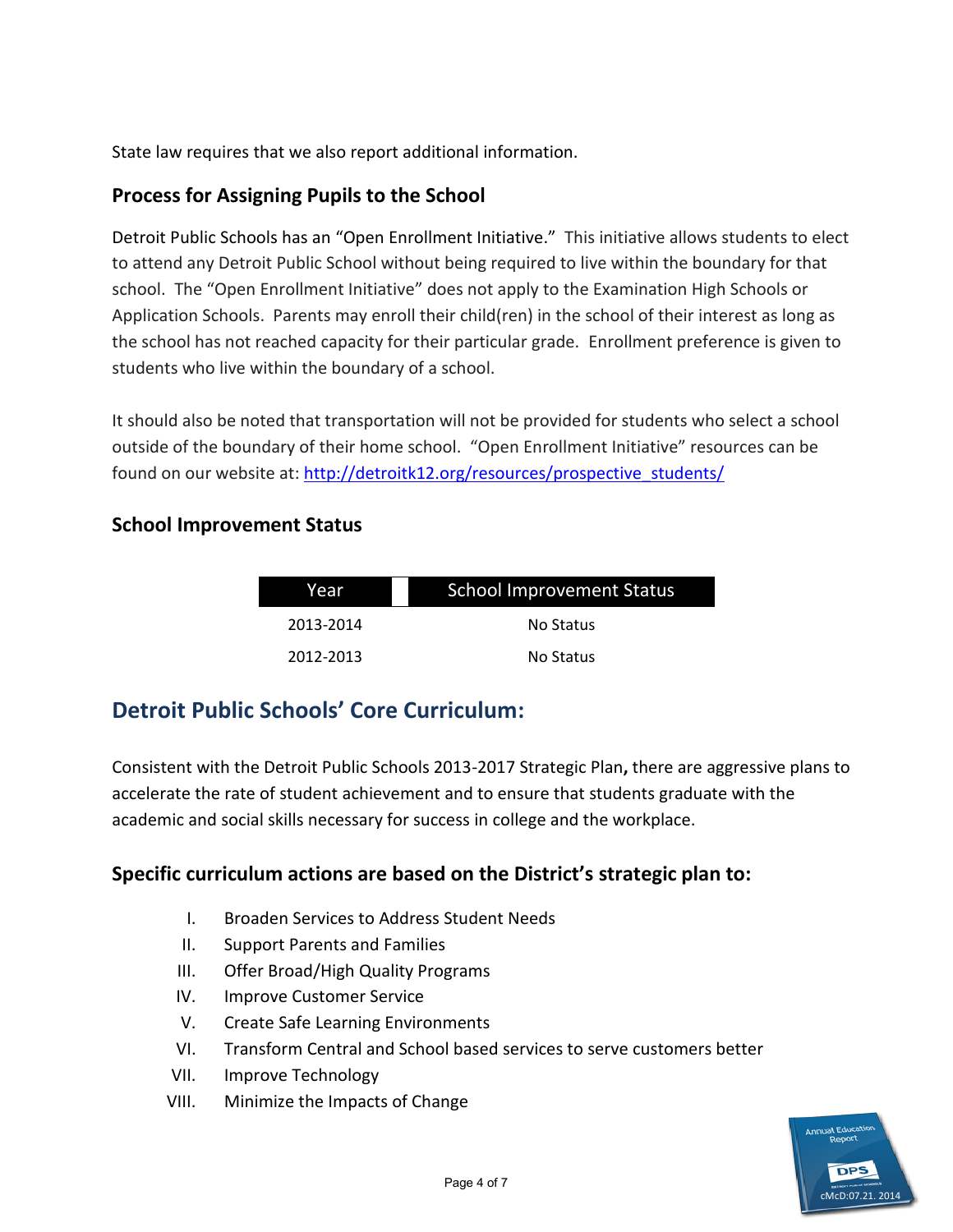State law requires that we also report additional information.

### Process for Assigning Pupils to the School

Detroit Public Schools has an "Open Enrollment Initiative." This initiative allows students to elect to attend any Detroit Public School without being required to live within the boundary for that school. The "Open Enrollment Initiative" does not apply to the Examination High Schools or Application Schools. Parents may enroll their child(ren) in the school of their interest as long as the school has not reached capacity for their particular grade. Enrollment preference is given to students who live within the boundary of a school.

It should also be noted that transportation will not be provided for students who select a school outside of the boundary of their home school. "Open Enrollment Initiative" resources can be found on our website at: http://detroitk12.org/resources/prospective_students/

### School Improvement Status

| Year | School Improvement Status |
|---|---|
| 2013-2014 | No Status |
| 2012-2013 | No Status |

## Detroit Public Schools' Core Curriculum:

Consistent with the Detroit Public Schools 2013-2017 Strategic Plan**,** there are aggressive plans to accelerate the rate of student achievement and to ensure that students graduate with the academic and social skills necessary for success in college and the workplace.

### Specific curriculum actions are based on the District's strategic plan to:

I. Broaden Services to Address Student Needs
II. Support Parents and Families
III. Offer Broad/High Quality Programs
IV. Improve Customer Service
V. Create Safe Learning Environments
VI. Transform Central and School based services to serve customers better
VII. Improve Technology
VIII. Minimize the Impacts of Change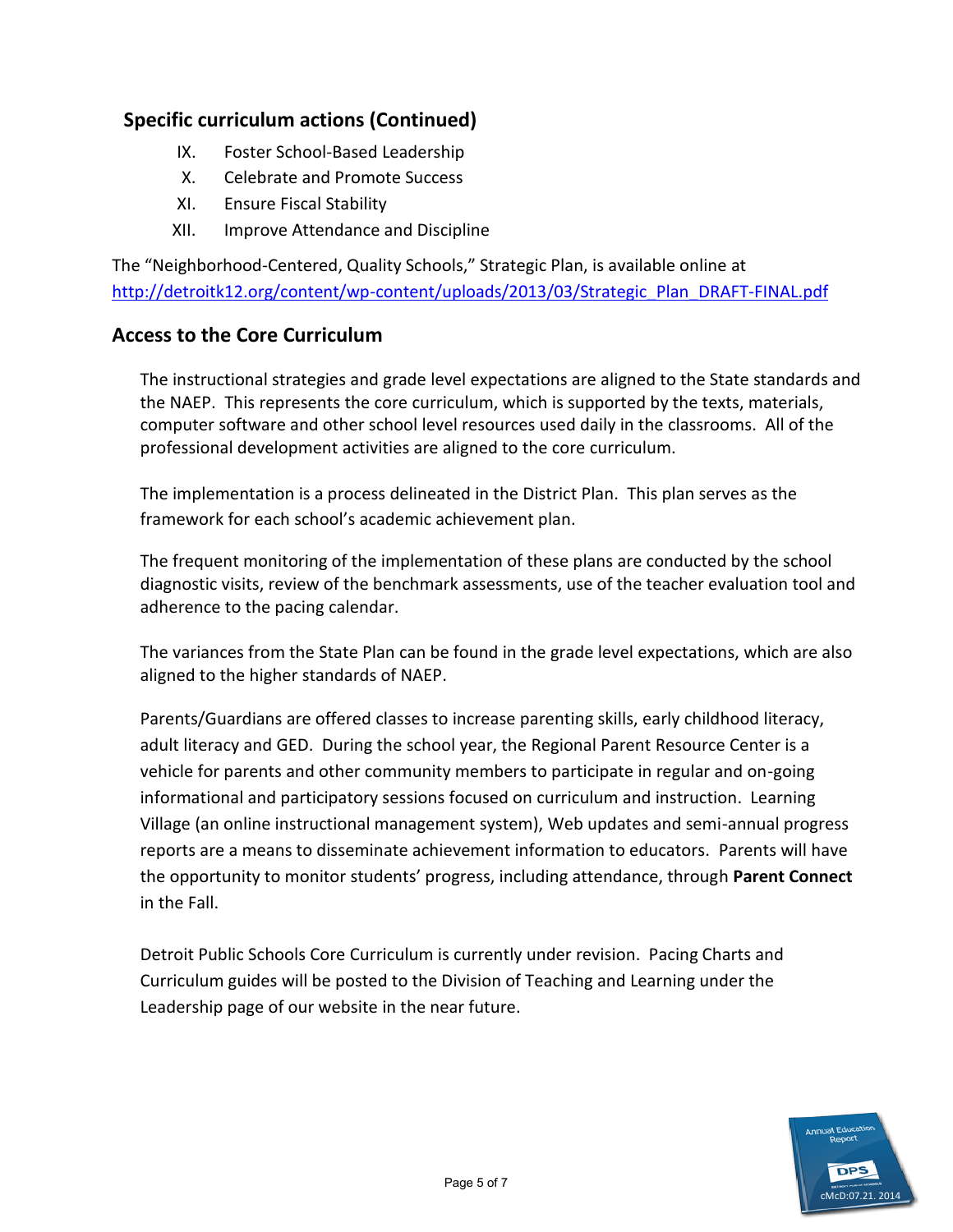## Specific curriculum actions (Continued)

IX. Foster School-Based Leadership
X. Celebrate and Promote Success
XI. Ensure Fiscal Stability
XII. Improve Attendance and Discipline

The "Neighborhood-Centered, Quality Schools," Strategic Plan, is available online at http://detroitk12.org/content/wp-content/uploads/2013/03/Strategic_Plan_DRAFT-FINAL.pdf

## Access to the Core Curriculum

The instructional strategies and grade level expectations are aligned to the State standards and the NAEP. This represents the core curriculum, which is supported by the texts, materials, computer software and other school level resources used daily in the classrooms. All of the professional development activities are aligned to the core curriculum.

The implementation is a process delineated in the District Plan. This plan serves as the framework for each school's academic achievement plan.

The frequent monitoring of the implementation of these plans are conducted by the school diagnostic visits, review of the benchmark assessments, use of the teacher evaluation tool and adherence to the pacing calendar.

The variances from the State Plan can be found in the grade level expectations, which are also aligned to the higher standards of NAEP.

Parents/Guardians are offered classes to increase parenting skills, early childhood literacy, adult literacy and GED. During the school year, the Regional Parent Resource Center is a vehicle for parents and other community members to participate in regular and on-going informational and participatory sessions focused on curriculum and instruction. Learning Village (an online instructional management system), Web updates and semi-annual progress reports are a means to disseminate achievement information to educators. Parents will have the opportunity to monitor students' progress, including attendance, through **Parent Connect** in the Fall.

Detroit Public Schools Core Curriculum is currently under revision. Pacing Charts and Curriculum guides will be posted to the Division of Teaching and Learning under the Leadership page of our website in the near future.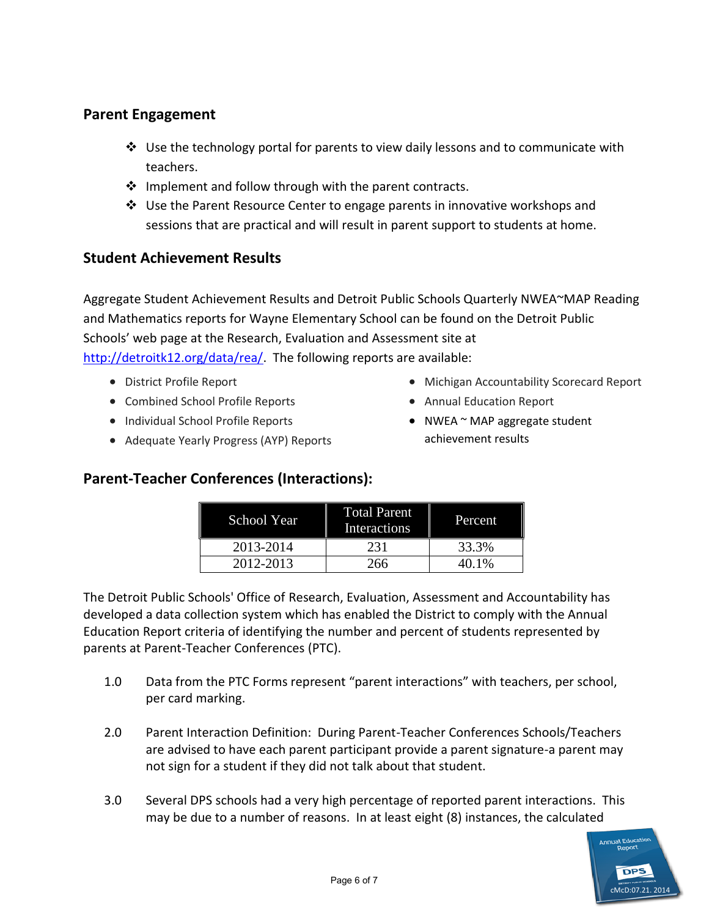## Parent Engagement

- Use the technology portal for parents to view daily lessons and to communicate with teachers.
- Implement and follow through with the parent contracts.
- Use the Parent Resource Center to engage parents in innovative workshops and sessions that are practical and will result in parent support to students at home.

## Student Achievement Results

Aggregate Student Achievement Results and Detroit Public Schools Quarterly NWEA~MAP Reading and Mathematics reports for Wayne Elementary School can be found on the Detroit Public Schools' web page at the Research, Evaluation and Assessment site at [http://detroitk12.org/data/rea/](http://detroitk12.org/data/rea/). The following reports are available:

- District Profile Report
- Combined School Profile Reports
- Individual School Profile Reports
- Adequate Yearly Progress (AYP) Reports
- Michigan Accountability Scorecard Report
- Annual Education Report
- NWEA ~ MAP aggregate student achievement results

## Parent-Teacher Conferences (Interactions):

| School Year | Total Parent Interactions | Percent |
|---|---|---|
| 2013-2014 | 231 | 33.3% |
| 2012-2013 | 266 | 40.1% |

The Detroit Public Schools' Office of Research, Evaluation, Assessment and Accountability has developed a data collection system which has enabled the District to comply with the Annual Education Report criteria of identifying the number and percent of students represented by parents at Parent-Teacher Conferences (PTC).

1.0 Data from the PTC Forms represent "parent interactions" with teachers, per school, per card marking.

2.0 Parent Interaction Definition: During Parent-Teacher Conferences Schools/Teachers are advised to have each parent participant provide a parent signature-a parent may not sign for a student if they did not talk about that student.

3.0 Several DPS schools had a very high percentage of reported parent interactions. This may be due to a number of reasons. In at least eight (8) instances, the calculated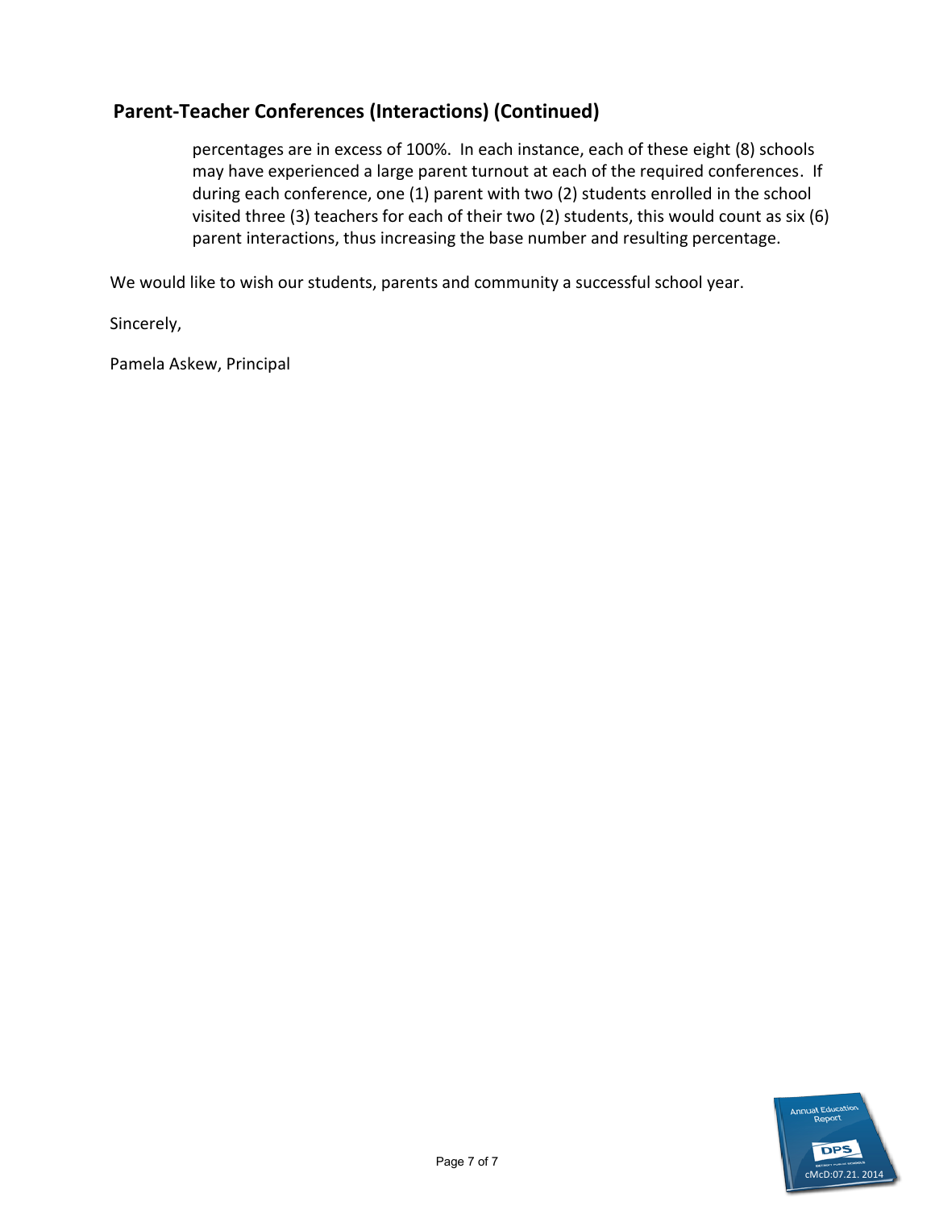## Parent-Teacher Conferences (Interactions) (Continued)

percentages are in excess of 100%. In each instance, each of these eight (8) schools may have experienced a large parent turnout at each of the required conferences. If during each conference, one (1) parent with two (2) students enrolled in the school visited three (3) teachers for each of their two (2) students, this would count as six (6) parent interactions, thus increasing the base number and resulting percentage.

We would like to wish our students, parents and community a successful school year.

Sincerely,

Pamela Askew, Principal